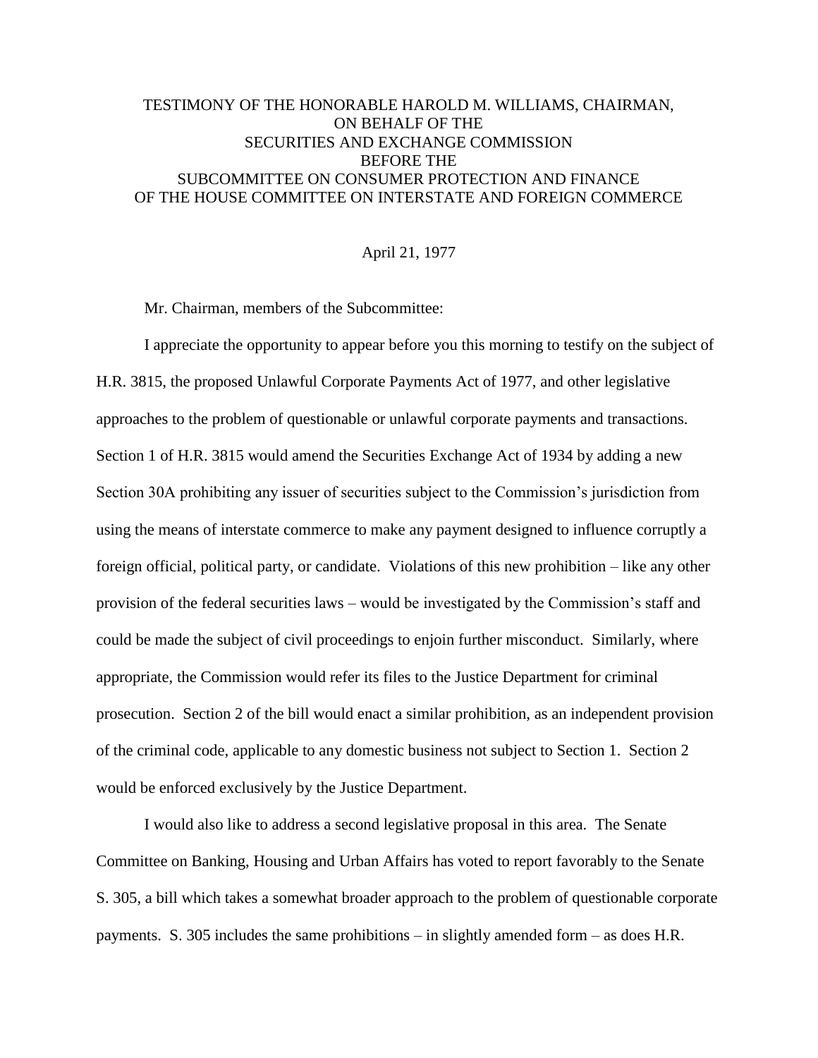# TESTIMONY OF THE HONORABLE HAROLD M. WILLIAMS, CHAIRMAN, ON BEHALF OF THE SECURITIES AND EXCHANGE COMMISSION BEFORE THE SUBCOMMITTEE ON CONSUMER PROTECTION AND FINANCE OF THE HOUSE COMMITTEE ON INTERSTATE AND FOREIGN COMMERCE

April 21, 1977

Mr. Chairman, members of the Subcommittee:

I appreciate the opportunity to appear before you this morning to testify on the subject of H.R. 3815, the proposed Unlawful Corporate Payments Act of 1977, and other legislative approaches to the problem of questionable or unlawful corporate payments and transactions. Section 1 of H.R. 3815 would amend the Securities Exchange Act of 1934 by adding a new Section 30A prohibiting any issuer of securities subject to the Commission's jurisdiction from using the means of interstate commerce to make any payment designed to influence corruptly a foreign official, political party, or candidate. Violations of this new prohibition – like any other provision of the federal securities laws – would be investigated by the Commission's staff and could be made the subject of civil proceedings to enjoin further misconduct. Similarly, where appropriate, the Commission would refer its files to the Justice Department for criminal prosecution. Section 2 of the bill would enact a similar prohibition, as an independent provision of the criminal code, applicable to any domestic business not subject to Section 1. Section 2 would be enforced exclusively by the Justice Department.

I would also like to address a second legislative proposal in this area. The Senate Committee on Banking, Housing and Urban Affairs has voted to report favorably to the Senate S. 305, a bill which takes a somewhat broader approach to the problem of questionable corporate payments. S. 305 includes the same prohibitions – in slightly amended form – as does H.R.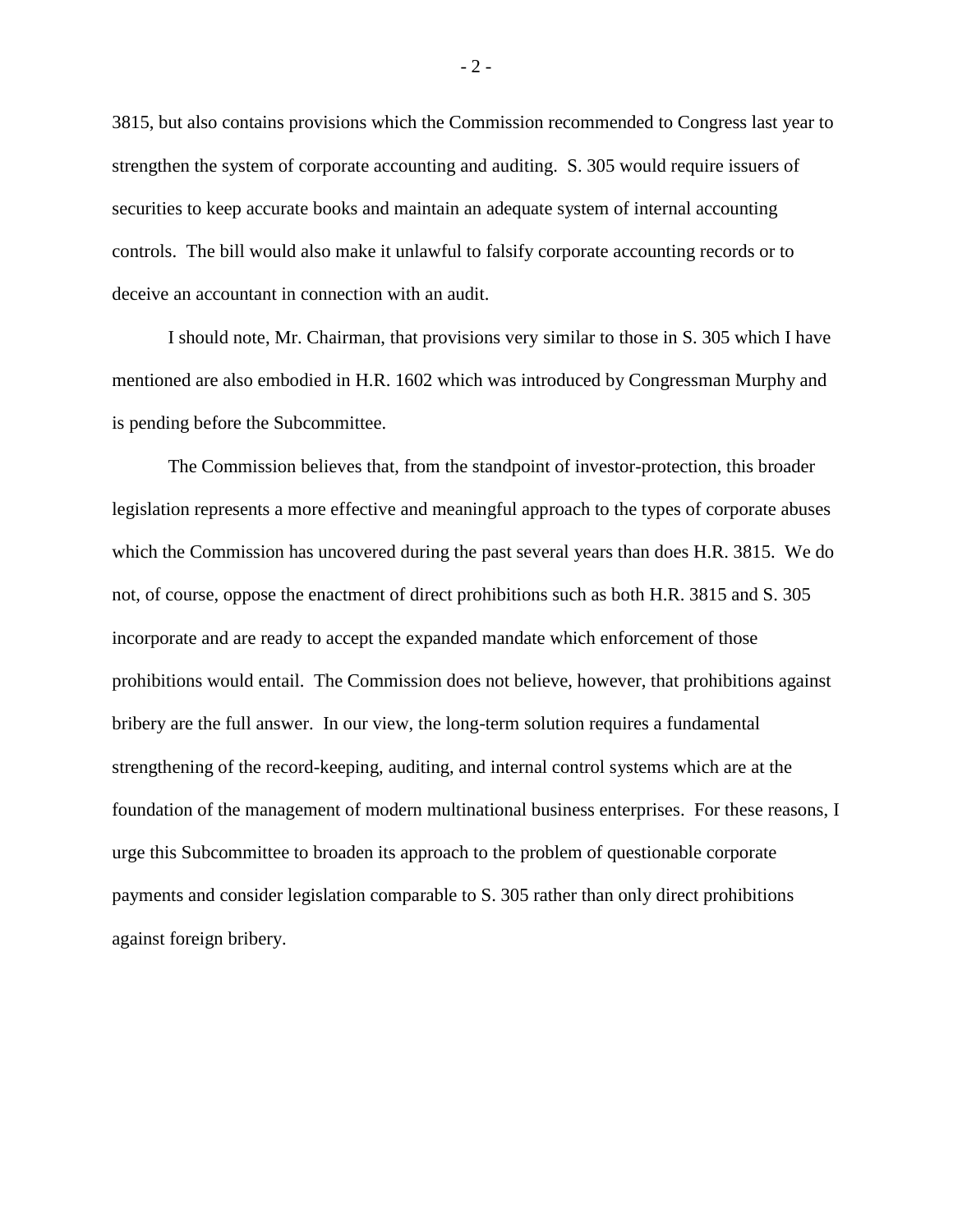3815, but also contains provisions which the Commission recommended to Congress last year to strengthen the system of corporate accounting and auditing. S. 305 would require issuers of securities to keep accurate books and maintain an adequate system of internal accounting controls. The bill would also make it unlawful to falsify corporate accounting records or to deceive an accountant in connection with an audit.

I should note, Mr. Chairman, that provisions very similar to those in S. 305 which I have mentioned are also embodied in H.R. 1602 which was introduced by Congressman Murphy and is pending before the Subcommittee.

The Commission believes that, from the standpoint of investor-protection, this broader legislation represents a more effective and meaningful approach to the types of corporate abuses which the Commission has uncovered during the past several years than does H.R. 3815. We do not, of course, oppose the enactment of direct prohibitions such as both H.R. 3815 and S. 305 incorporate and are ready to accept the expanded mandate which enforcement of those prohibitions would entail. The Commission does not believe, however, that prohibitions against bribery are the full answer. In our view, the long-term solution requires a fundamental strengthening of the record-keeping, auditing, and internal control systems which are at the foundation of the management of modern multinational business enterprises. For these reasons, I urge this Subcommittee to broaden its approach to the problem of questionable corporate payments and consider legislation comparable to S. 305 rather than only direct prohibitions against foreign bribery.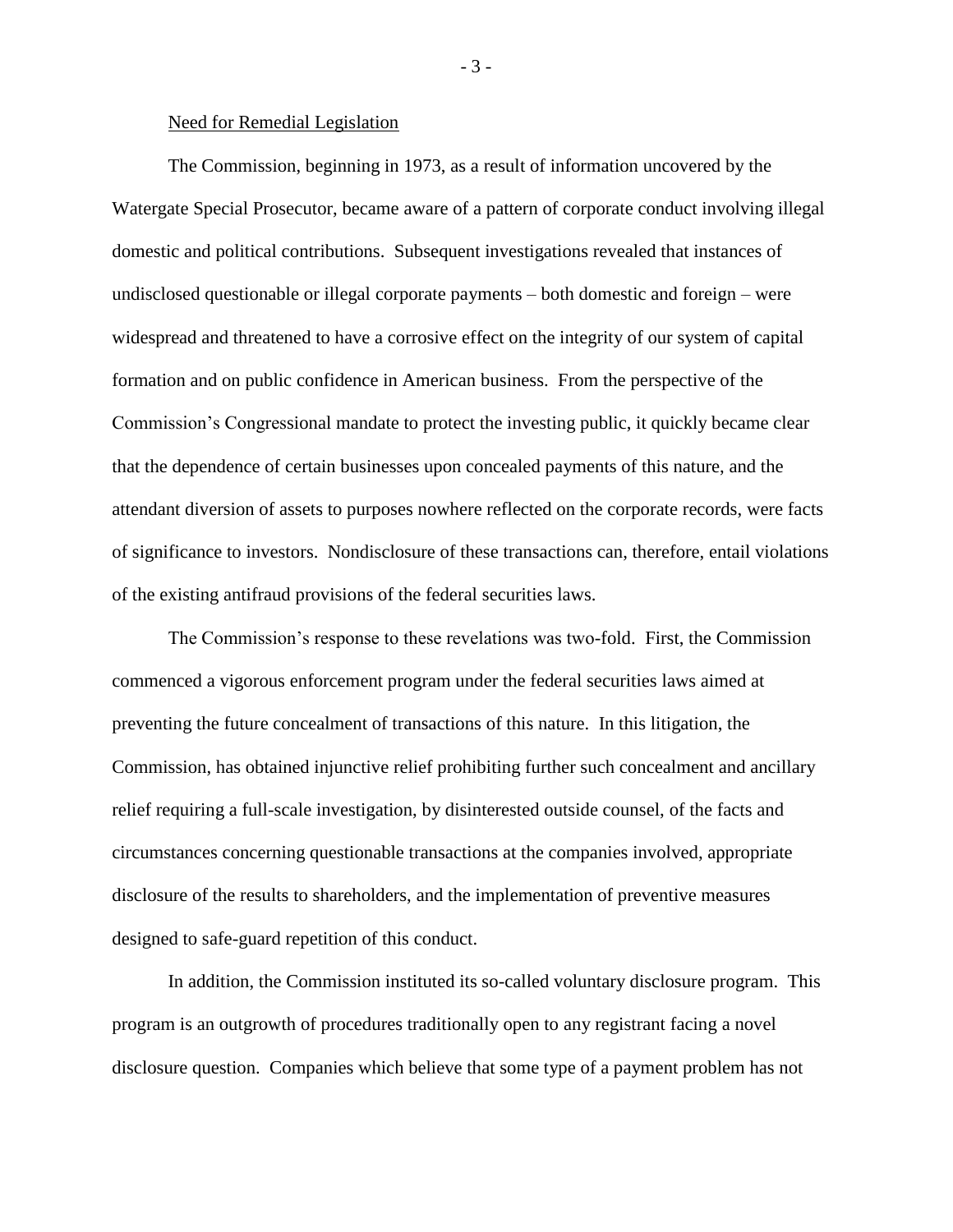<u>Need for Remedial Legislation</u>

The Commission, beginning in 1973, as a result of information uncovered by the Watergate Special Prosecutor, became aware of a pattern of corporate conduct involving illegal domestic and political contributions. Subsequent investigations revealed that instances of undisclosed questionable or illegal corporate payments – both domestic and foreign – were widespread and threatened to have a corrosive effect on the integrity of our system of capital formation and on public confidence in American business. From the perspective of the Commission's Congressional mandate to protect the investing public, it quickly became clear that the dependence of certain businesses upon concealed payments of this nature, and the attendant diversion of assets to purposes nowhere reflected on the corporate records, were facts of significance to investors. Nondisclosure of these transactions can, therefore, entail violations of the existing antifraud provisions of the federal securities laws.

The Commission's response to these revelations was two-fold. First, the Commission commenced a vigorous enforcement program under the federal securities laws aimed at preventing the future concealment of transactions of this nature. In this litigation, the Commission, has obtained injunctive relief prohibiting further such concealment and ancillary relief requiring a full-scale investigation, by disinterested outside counsel, of the facts and circumstances concerning questionable transactions at the companies involved, appropriate disclosure of the results to shareholders, and the implementation of preventive measures designed to safe-guard repetition of this conduct.

In addition, the Commission instituted its so-called voluntary disclosure program. This program is an outgrowth of procedures traditionally open to any registrant facing a novel disclosure question. Companies which believe that some type of a payment problem has not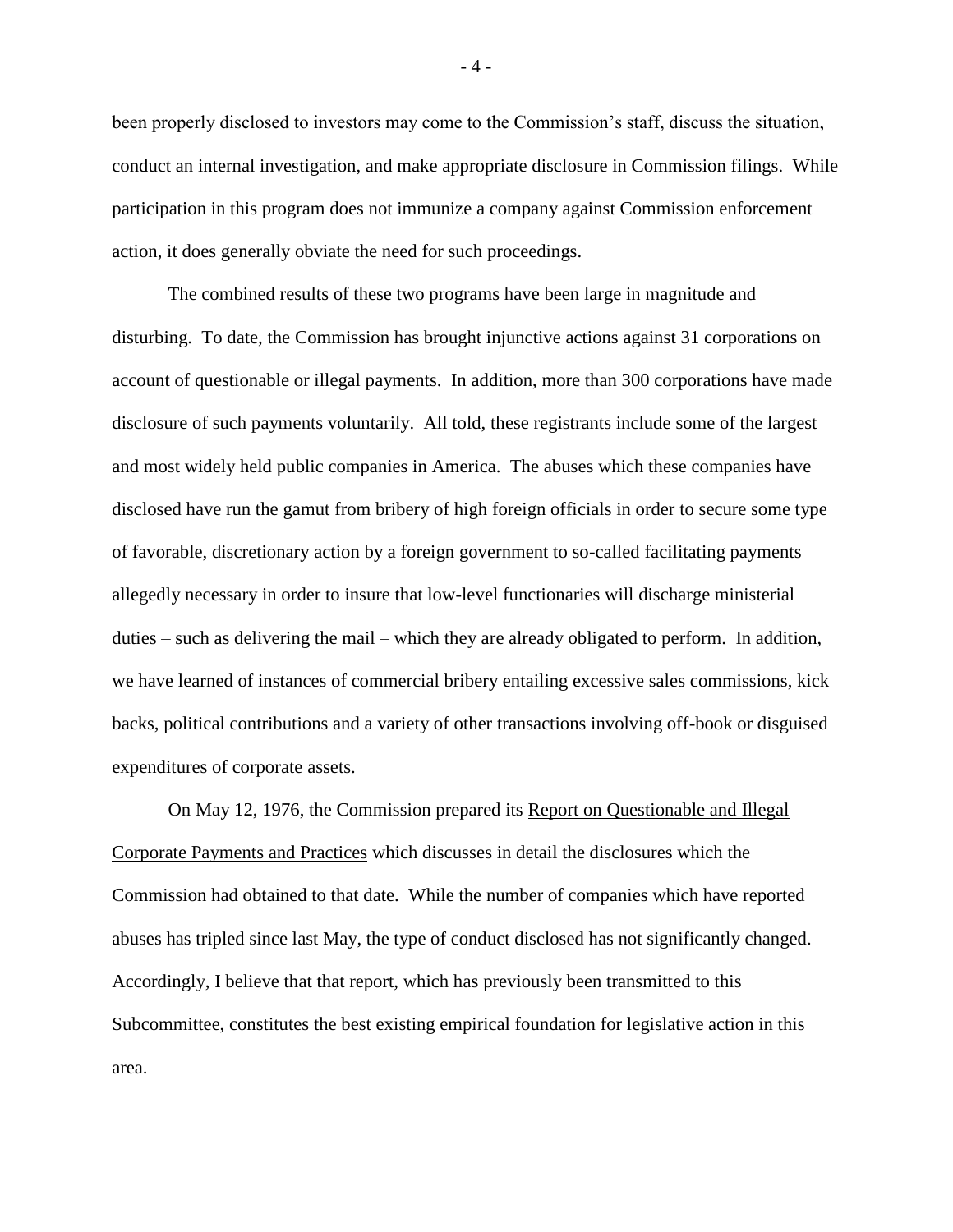been properly disclosed to investors may come to the Commission's staff, discuss the situation, conduct an internal investigation, and make appropriate disclosure in Commission filings. While participation in this program does not immunize a company against Commission enforcement action, it does generally obviate the need for such proceedings.

The combined results of these two programs have been large in magnitude and disturbing. To date, the Commission has brought injunctive actions against 31 corporations on account of questionable or illegal payments. In addition, more than 300 corporations have made disclosure of such payments voluntarily. All told, these registrants include some of the largest and most widely held public companies in America. The abuses which these companies have disclosed have run the gamut from bribery of high foreign officials in order to secure some type of favorable, discretionary action by a foreign government to so-called facilitating payments allegedly necessary in order to insure that low-level functionaries will discharge ministerial duties – such as delivering the mail – which they are already obligated to perform. In addition, we have learned of instances of commercial bribery entailing excessive sales commissions, kick backs, political contributions and a variety of other transactions involving off-book or disguised expenditures of corporate assets.

On May 12, 1976, the Commission prepared its Report on Questionable and Illegal Corporate Payments and Practices which discusses in detail the disclosures which the Commission had obtained to that date. While the number of companies which have reported abuses has tripled since last May, the type of conduct disclosed has not significantly changed. Accordingly, I believe that that report, which has previously been transmitted to this Subcommittee, constitutes the best existing empirical foundation for legislative action in this area.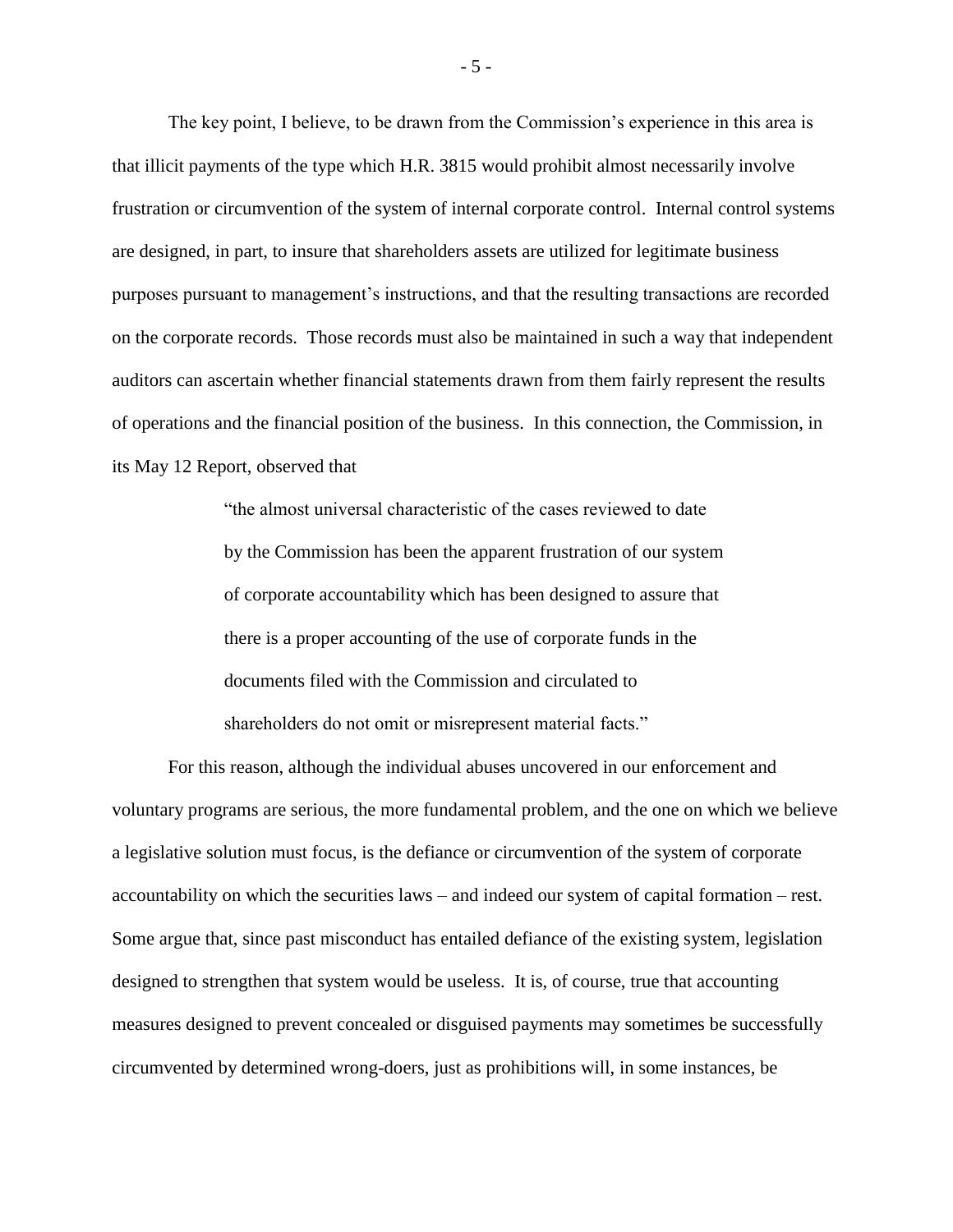The key point, I believe, to be drawn from the Commission's experience in this area is that illicit payments of the type which H.R. 3815 would prohibit almost necessarily involve frustration or circumvention of the system of internal corporate control. Internal control systems are designed, in part, to insure that shareholders assets are utilized for legitimate business purposes pursuant to management's instructions, and that the resulting transactions are recorded on the corporate records. Those records must also be maintained in such a way that independent auditors can ascertain whether financial statements drawn from them fairly represent the results of operations and the financial position of the business. In this connection, the Commission, in its May 12 Report, observed that

> "the almost universal characteristic of the cases reviewed to date by the Commission has been the apparent frustration of our system of corporate accountability which has been designed to assure that there is a proper accounting of the use of corporate funds in the documents filed with the Commission and circulated to shareholders do not omit or misrepresent material facts."

For this reason, although the individual abuses uncovered in our enforcement and voluntary programs are serious, the more fundamental problem, and the one on which we believe a legislative solution must focus, is the defiance or circumvention of the system of corporate accountability on which the securities laws – and indeed our system of capital formation – rest. Some argue that, since past misconduct has entailed defiance of the existing system, legislation designed to strengthen that system would be useless. It is, of course, true that accounting measures designed to prevent concealed or disguised payments may sometimes be successfully circumvented by determined wrong-doers, just as prohibitions will, in some instances, be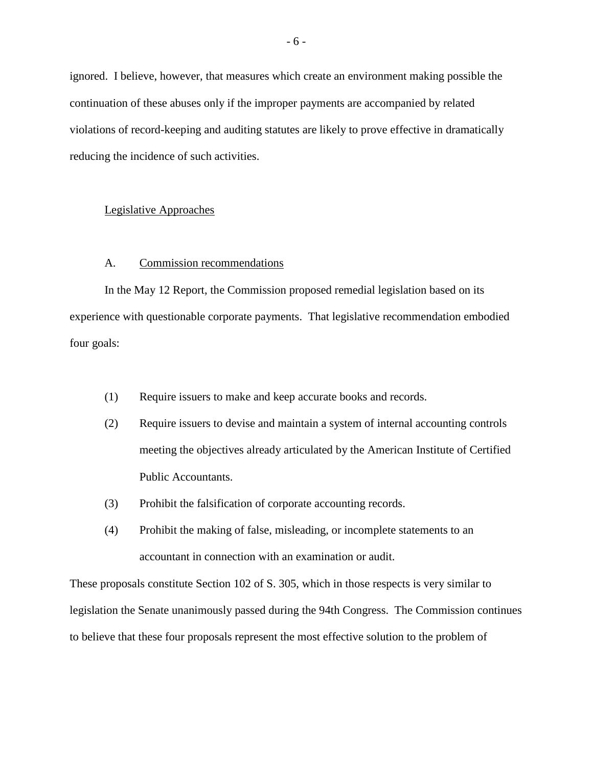ignored. I believe, however, that measures which create an environment making possible the continuation of these abuses only if the improper payments are accompanied by related violations of record-keeping and auditing statutes are likely to prove effective in dramatically reducing the incidence of such activities.

## Legislative Approaches

### A. Commission recommendations

In the May 12 Report, the Commission proposed remedial legislation based on its experience with questionable corporate payments. That legislative recommendation embodied four goals:

(1) Require issuers to make and keep accurate books and records.

(2) Require issuers to devise and maintain a system of internal accounting controls meeting the objectives already articulated by the American Institute of Certified Public Accountants.

(3) Prohibit the falsification of corporate accounting records.

(4) Prohibit the making of false, misleading, or incomplete statements to an accountant in connection with an examination or audit.

These proposals constitute Section 102 of S. 305, which in those respects is very similar to legislation the Senate unanimously passed during the 94th Congress. The Commission continues to believe that these four proposals represent the most effective solution to the problem of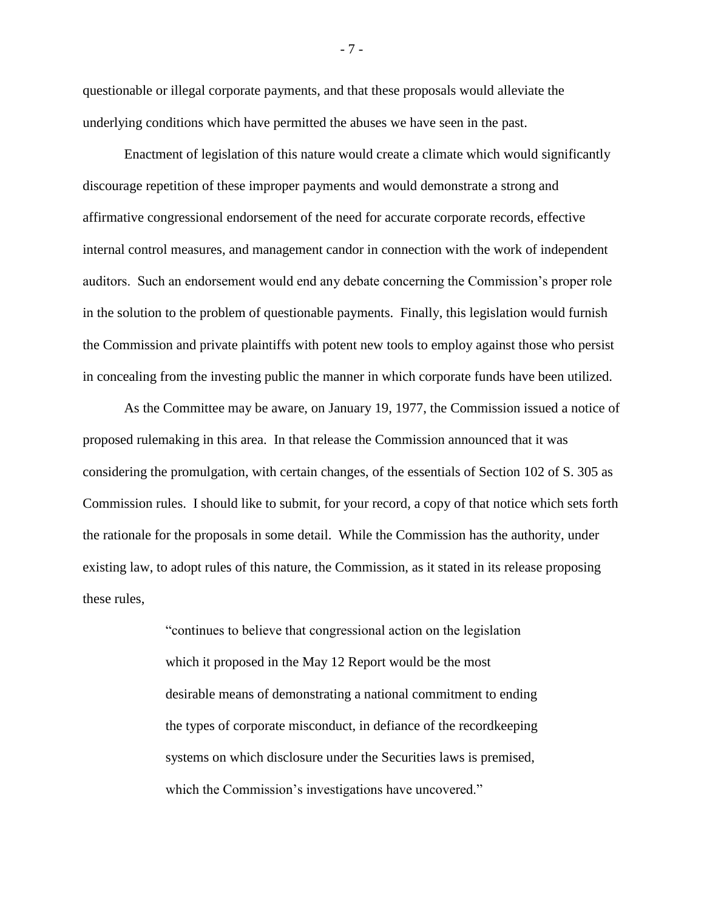questionable or illegal corporate payments, and that these proposals would alleviate the underlying conditions which have permitted the abuses we have seen in the past.

Enactment of legislation of this nature would create a climate which would significantly discourage repetition of these improper payments and would demonstrate a strong and affirmative congressional endorsement of the need for accurate corporate records, effective internal control measures, and management candor in connection with the work of independent auditors. Such an endorsement would end any debate concerning the Commission's proper role in the solution to the problem of questionable payments. Finally, this legislation would furnish the Commission and private plaintiffs with potent new tools to employ against those who persist in concealing from the investing public the manner in which corporate funds have been utilized.

As the Committee may be aware, on January 19, 1977, the Commission issued a notice of proposed rulemaking in this area. In that release the Commission announced that it was considering the promulgation, with certain changes, of the essentials of Section 102 of S. 305 as Commission rules. I should like to submit, for your record, a copy of that notice which sets forth the rationale for the proposals in some detail. While the Commission has the authority, under existing law, to adopt rules of this nature, the Commission, as it stated in its release proposing these rules,

> "continues to believe that congressional action on the legislation which it proposed in the May 12 Report would be the most desirable means of demonstrating a national commitment to ending the types of corporate misconduct, in defiance of the recordkeeping systems on which disclosure under the Securities laws is premised, which the Commission's investigations have uncovered."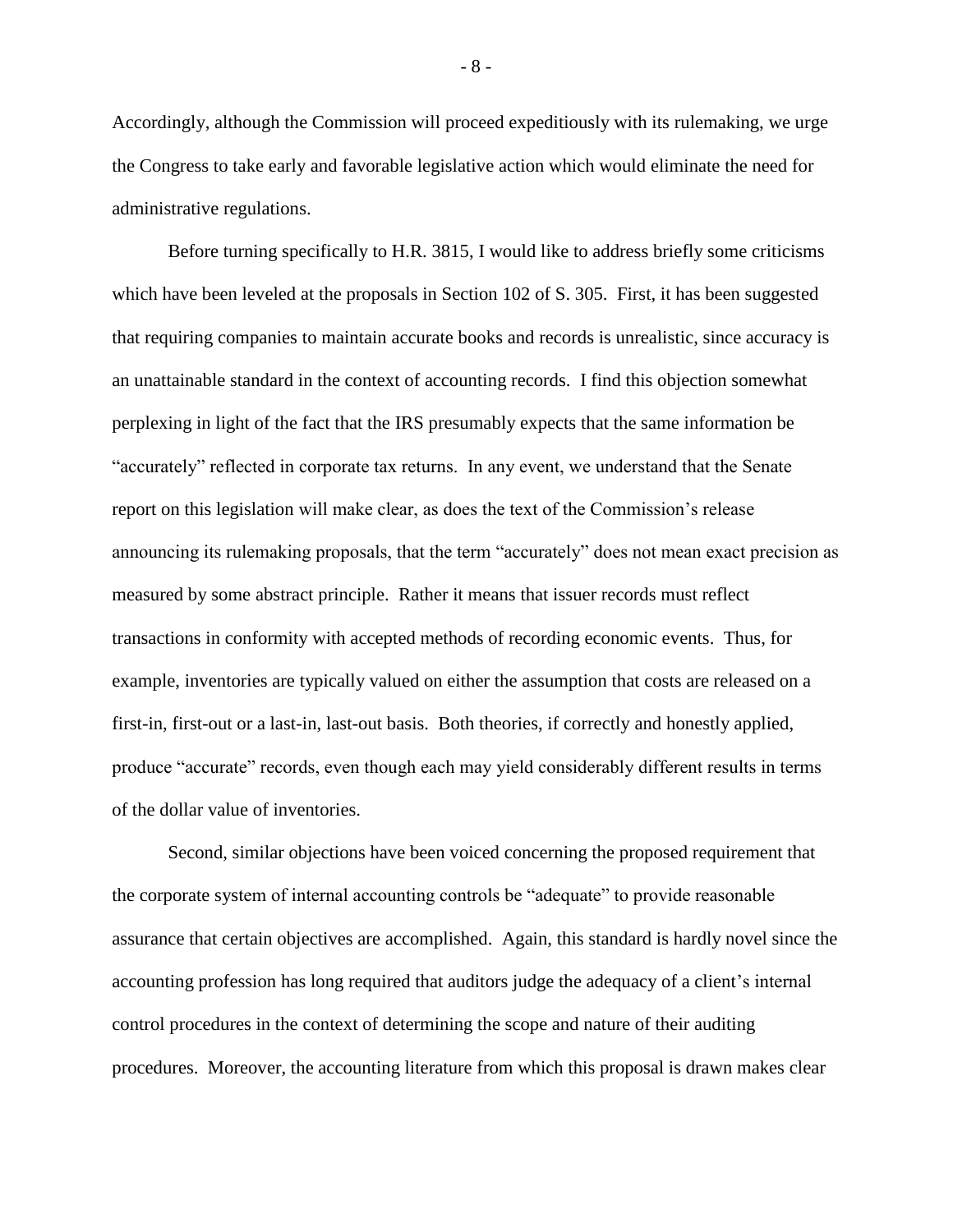Accordingly, although the Commission will proceed expeditiously with its rulemaking, we urge the Congress to take early and favorable legislative action which would eliminate the need for administrative regulations.

Before turning specifically to H.R. 3815, I would like to address briefly some criticisms which have been leveled at the proposals in Section 102 of S. 305. First, it has been suggested that requiring companies to maintain accurate books and records is unrealistic, since accuracy is an unattainable standard in the context of accounting records. I find this objection somewhat perplexing in light of the fact that the IRS presumably expects that the same information be "accurately" reflected in corporate tax returns. In any event, we understand that the Senate report on this legislation will make clear, as does the text of the Commission's release announcing its rulemaking proposals, that the term "accurately" does not mean exact precision as measured by some abstract principle. Rather it means that issuer records must reflect transactions in conformity with accepted methods of recording economic events. Thus, for example, inventories are typically valued on either the assumption that costs are released on a first-in, first-out or a last-in, last-out basis. Both theories, if correctly and honestly applied, produce "accurate" records, even though each may yield considerably different results in terms of the dollar value of inventories.

Second, similar objections have been voiced concerning the proposed requirement that the corporate system of internal accounting controls be "adequate" to provide reasonable assurance that certain objectives are accomplished. Again, this standard is hardly novel since the accounting profession has long required that auditors judge the adequacy of a client's internal control procedures in the context of determining the scope and nature of their auditing procedures. Moreover, the accounting literature from which this proposal is drawn makes clear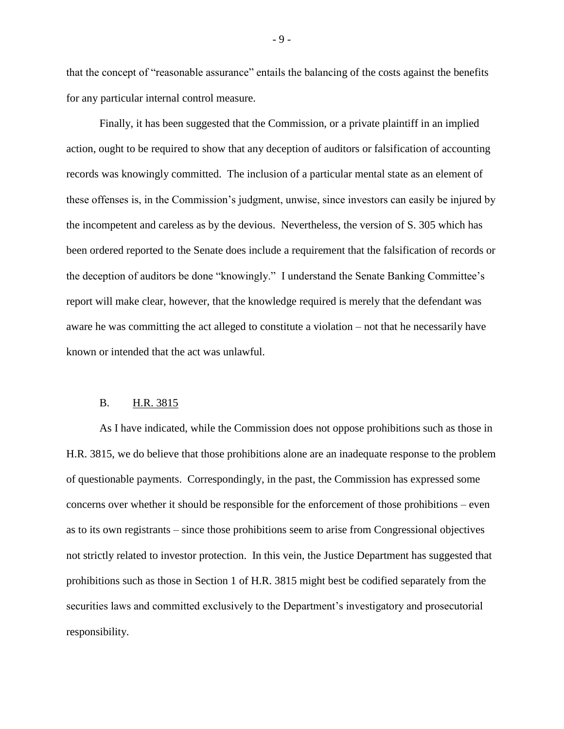that the concept of "reasonable assurance" entails the balancing of the costs against the benefits for any particular internal control measure.

Finally, it has been suggested that the Commission, or a private plaintiff in an implied action, ought to be required to show that any deception of auditors or falsification of accounting records was knowingly committed. The inclusion of a particular mental state as an element of these offenses is, in the Commission's judgment, unwise, since investors can easily be injured by the incompetent and careless as by the devious. Nevertheless, the version of S. 305 which has been ordered reported to the Senate does include a requirement that the falsification of records or the deception of auditors be done "knowingly." I understand the Senate Banking Committee's report will make clear, however, that the knowledge required is merely that the defendant was aware he was committing the act alleged to constitute a violation – not that he necessarily have known or intended that the act was unlawful.

### B. <u>H.R. 3815</u>

As I have indicated, while the Commission does not oppose prohibitions such as those in H.R. 3815, we do believe that those prohibitions alone are an inadequate response to the problem of questionable payments. Correspondingly, in the past, the Commission has expressed some concerns over whether it should be responsible for the enforcement of those prohibitions – even as to its own registrants – since those prohibitions seem to arise from Congressional objectives not strictly related to investor protection. In this vein, the Justice Department has suggested that prohibitions such as those in Section 1 of H.R. 3815 might best be codified separately from the securities laws and committed exclusively to the Department's investigatory and prosecutorial responsibility.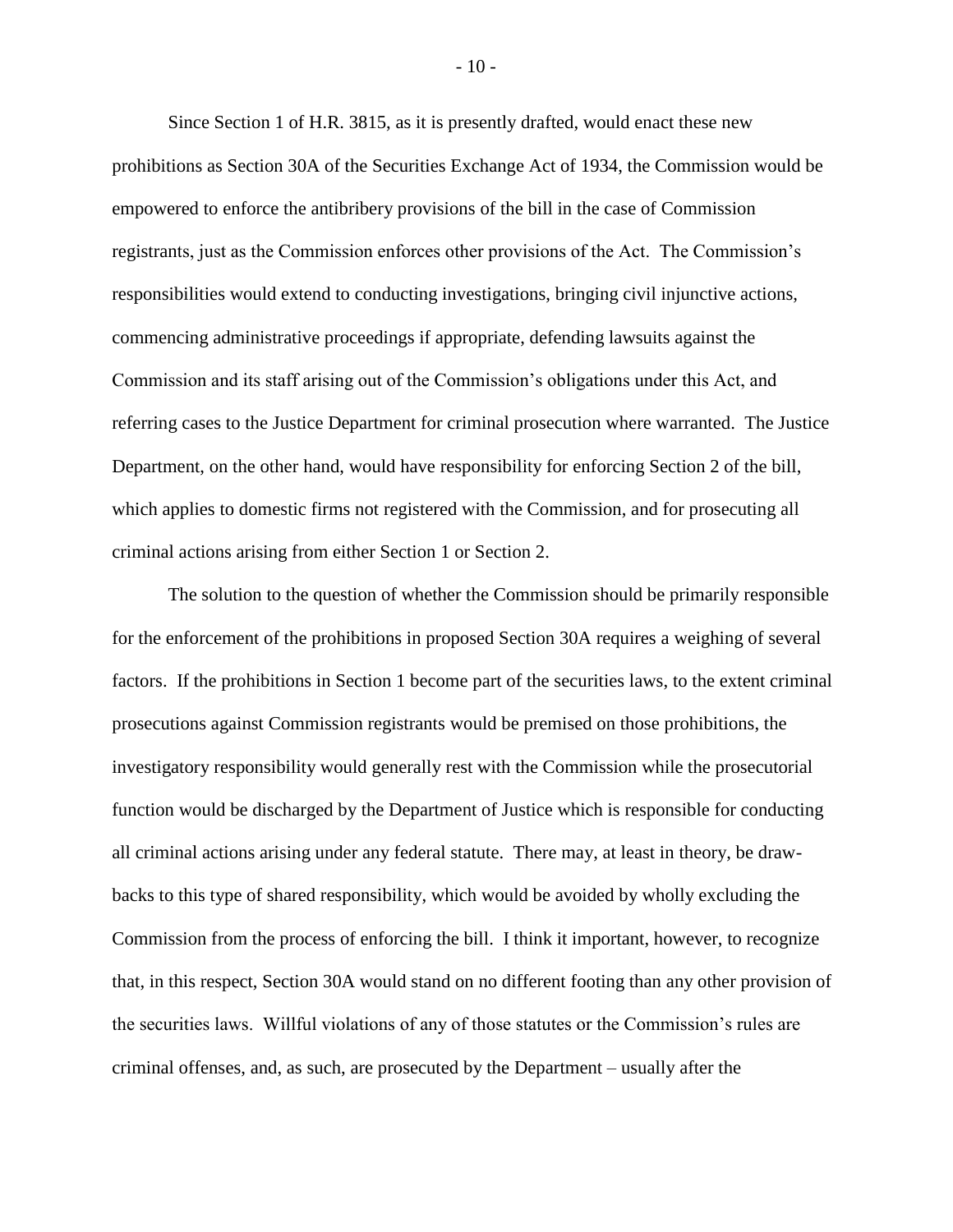Since Section 1 of H.R. 3815, as it is presently drafted, would enact these new prohibitions as Section 30A of the Securities Exchange Act of 1934, the Commission would be empowered to enforce the antibribery provisions of the bill in the case of Commission registrants, just as the Commission enforces other provisions of the Act. The Commission's responsibilities would extend to conducting investigations, bringing civil injunctive actions, commencing administrative proceedings if appropriate, defending lawsuits against the Commission and its staff arising out of the Commission's obligations under this Act, and referring cases to the Justice Department for criminal prosecution where warranted. The Justice Department, on the other hand, would have responsibility for enforcing Section 2 of the bill, which applies to domestic firms not registered with the Commission, and for prosecuting all criminal actions arising from either Section 1 or Section 2.

The solution to the question of whether the Commission should be primarily responsible for the enforcement of the prohibitions in proposed Section 30A requires a weighing of several factors. If the prohibitions in Section 1 become part of the securities laws, to the extent criminal prosecutions against Commission registrants would be premised on those prohibitions, the investigatory responsibility would generally rest with the Commission while the prosecutorial function would be discharged by the Department of Justice which is responsible for conducting all criminal actions arising under any federal statute. There may, at least in theory, be draw-backs to this type of shared responsibility, which would be avoided by wholly excluding the Commission from the process of enforcing the bill. I think it important, however, to recognize that, in this respect, Section 30A would stand on no different footing than any other provision of the securities laws. Willful violations of any of those statutes or the Commission's rules are criminal offenses, and, as such, are prosecuted by the Department – usually after the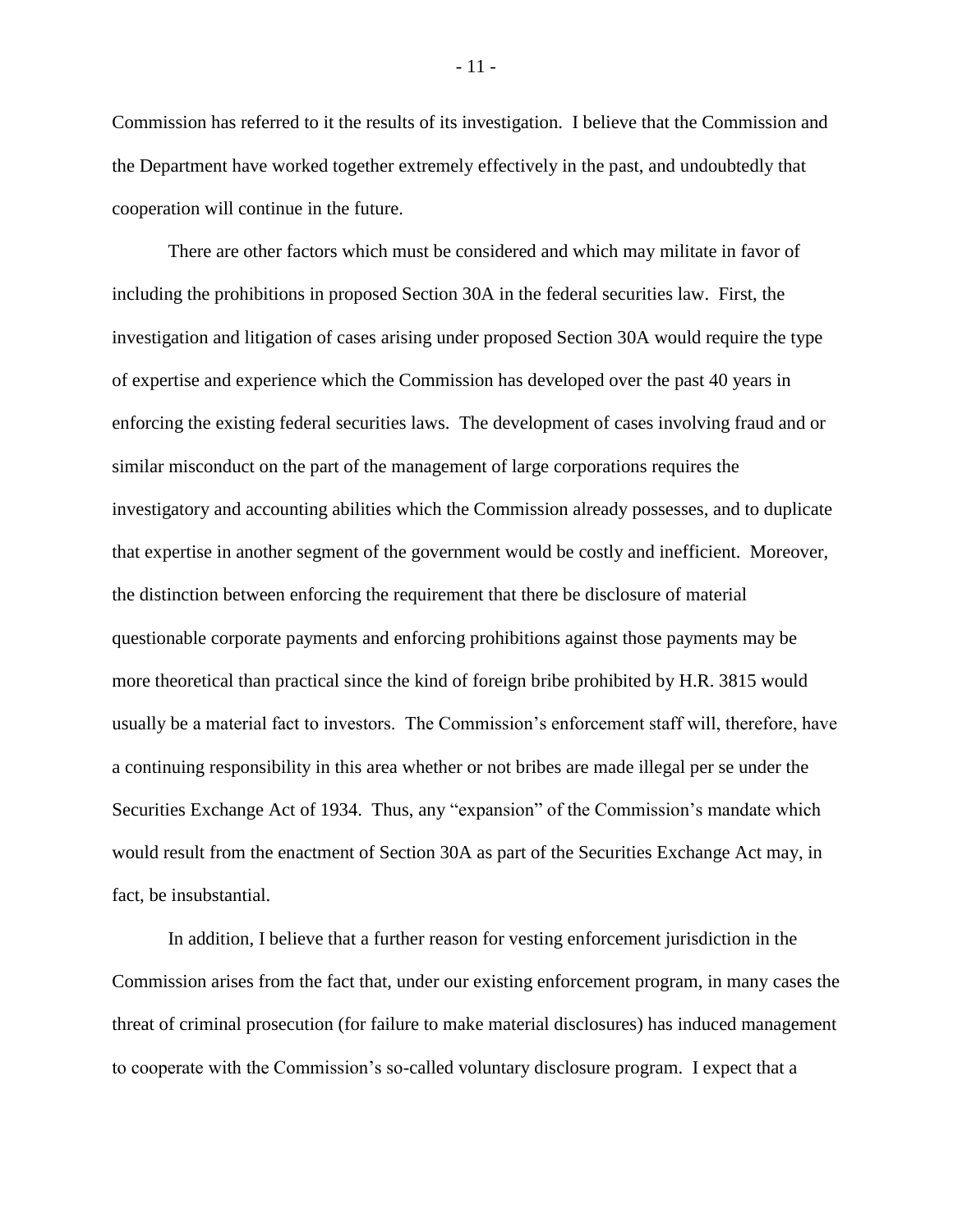Commission has referred to it the results of its investigation. I believe that the Commission and the Department have worked together extremely effectively in the past, and undoubtedly that cooperation will continue in the future.

There are other factors which must be considered and which may militate in favor of including the prohibitions in proposed Section 30A in the federal securities law. First, the investigation and litigation of cases arising under proposed Section 30A would require the type of expertise and experience which the Commission has developed over the past 40 years in enforcing the existing federal securities laws. The development of cases involving fraud and or similar misconduct on the part of the management of large corporations requires the investigatory and accounting abilities which the Commission already possesses, and to duplicate that expertise in another segment of the government would be costly and inefficient. Moreover, the distinction between enforcing the requirement that there be disclosure of material questionable corporate payments and enforcing prohibitions against those payments may be more theoretical than practical since the kind of foreign bribe prohibited by H.R. 3815 would usually be a material fact to investors. The Commission's enforcement staff will, therefore, have a continuing responsibility in this area whether or not bribes are made illegal per se under the Securities Exchange Act of 1934. Thus, any "expansion" of the Commission's mandate which would result from the enactment of Section 30A as part of the Securities Exchange Act may, in fact, be insubstantial.

In addition, I believe that a further reason for vesting enforcement jurisdiction in the Commission arises from the fact that, under our existing enforcement program, in many cases the threat of criminal prosecution (for failure to make material disclosures) has induced management to cooperate with the Commission's so-called voluntary disclosure program. I expect that a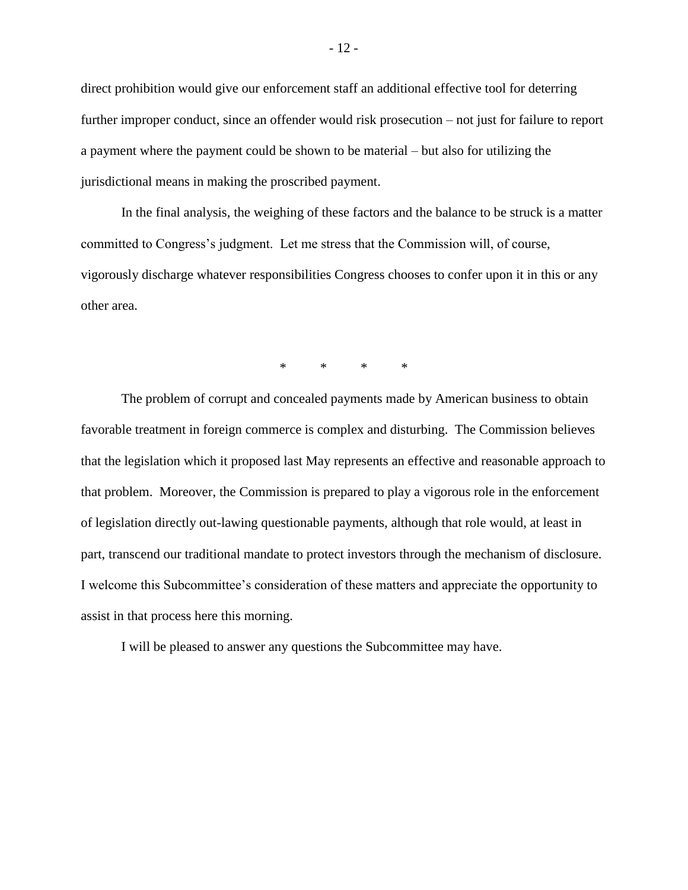direct prohibition would give our enforcement staff an additional effective tool for deterring further improper conduct, since an offender would risk prosecution – not just for failure to report a payment where the payment could be shown to be material – but also for utilizing the jurisdictional means in making the proscribed payment.

In the final analysis, the weighing of these factors and the balance to be struck is a matter committed to Congress's judgment. Let me stress that the Commission will, of course, vigorously discharge whatever responsibilities Congress chooses to confer upon it in this or any other area.

\* \* \* \*

The problem of corrupt and concealed payments made by American business to obtain favorable treatment in foreign commerce is complex and disturbing. The Commission believes that the legislation which it proposed last May represents an effective and reasonable approach to that problem. Moreover, the Commission is prepared to play a vigorous role in the enforcement of legislation directly out-lawing questionable payments, although that role would, at least in part, transcend our traditional mandate to protect investors through the mechanism of disclosure. I welcome this Subcommittee's consideration of these matters and appreciate the opportunity to assist in that process here this morning.

I will be pleased to answer any questions the Subcommittee may have.